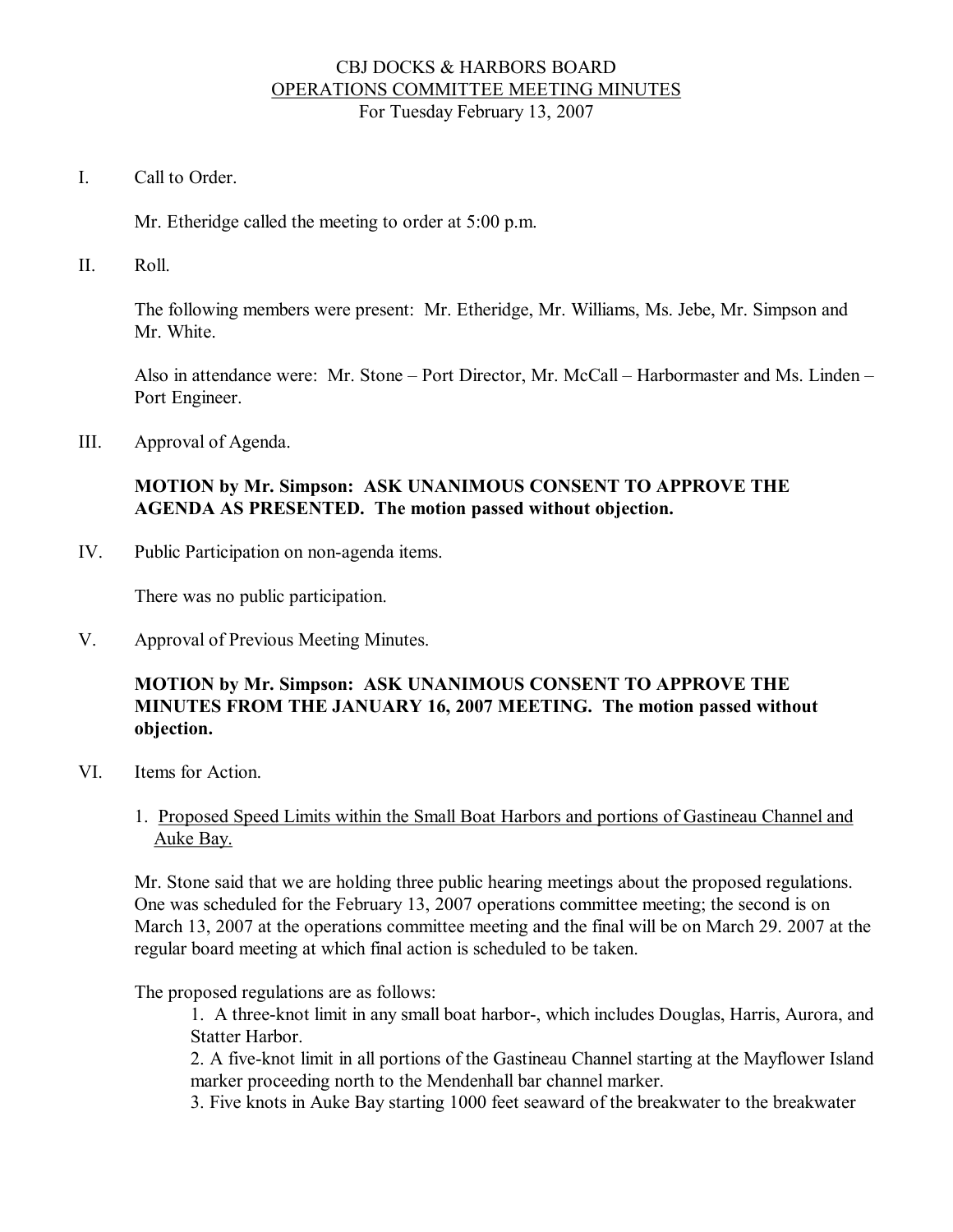# CBJ DOCKS & HARBORS BOARD

## OPERATIONS COMMITTEE MEETING MINUTES

For Tuesday February 13, 2007

I. Call to Order.

Mr. Etheridge called the meeting to order at 5:00 p.m.

II. Roll.

The following members were present: Mr. Etheridge, Mr. Williams, Ms. Jebe, Mr. Simpson and Mr. White.

Also in attendance were: Mr. Stone – Port Director, Mr. McCall – Harbormaster and Ms. Linden – Port Engineer.

III. Approval of Agenda.

**MOTION by Mr. Simpson: ASK UNANIMOUS CONSENT TO APPROVE THE AGENDA AS PRESENTED. The motion passed without objection.**

IV. Public Participation on non-agenda items.

There was no public participation.

V. Approval of Previous Meeting Minutes.

**MOTION by Mr. Simpson: ASK UNANIMOUS CONSENT TO APPROVE THE MINUTES FROM THE JANUARY 16, 2007 MEETING. The motion passed without objection.**

VI. Items for Action.

1. Proposed Speed Limits within the Small Boat Harbors and portions of Gastineau Channel and Auke Bay.

Mr. Stone said that we are holding three public hearing meetings about the proposed regulations. One was scheduled for the February 13, 2007 operations committee meeting; the second is on March 13, 2007 at the operations committee meeting and the final will be on March 29. 2007 at the regular board meeting at which final action is scheduled to be taken.

The proposed regulations are as follows:

1. A three-knot limit in any small boat harbor-, which includes Douglas, Harris, Aurora, and Statter Harbor.
2. A five-knot limit in all portions of the Gastineau Channel starting at the Mayflower Island marker proceeding north to the Mendenhall bar channel marker.
3. Five knots in Auke Bay starting 1000 feet seaward of the breakwater to the breakwater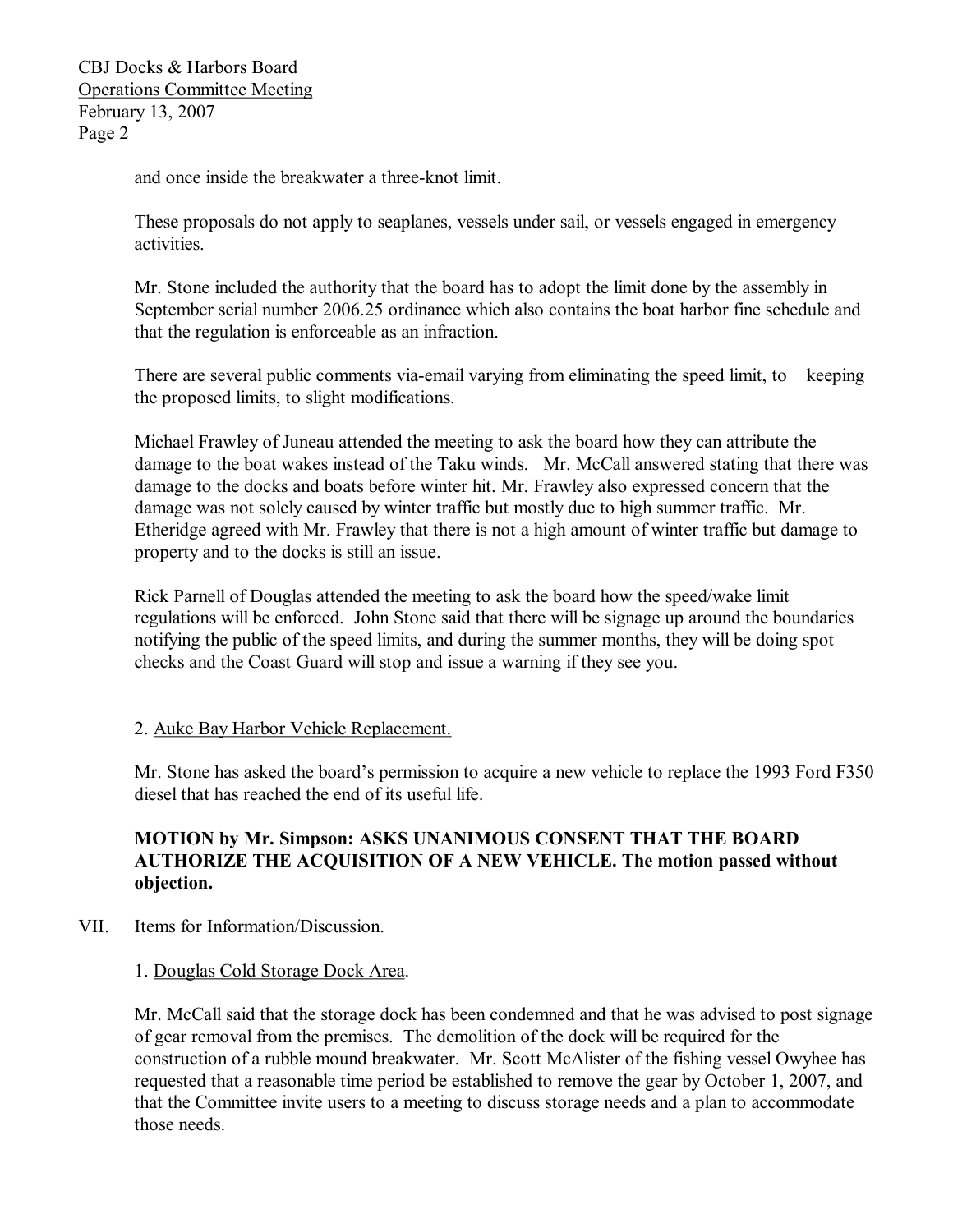and once inside the breakwater a three-knot limit.

These proposals do not apply to seaplanes, vessels under sail, or vessels engaged in emergency activities.

Mr. Stone included the authority that the board has to adopt the limit done by the assembly in September serial number 2006.25 ordinance which also contains the boat harbor fine schedule and that the regulation is enforceable as an infraction.

There are several public comments via-email varying from eliminating the speed limit, to keeping the proposed limits, to slight modifications.

Michael Frawley of Juneau attended the meeting to ask the board how they can attribute the damage to the boat wakes instead of the Taku winds. Mr. McCall answered stating that there was damage to the docks and boats before winter hit. Mr. Frawley also expressed concern that the damage was not solely caused by winter traffic but mostly due to high summer traffic. Mr. Etheridge agreed with Mr. Frawley that there is not a high amount of winter traffic but damage to property and to the docks is still an issue.

Rick Parnell of Douglas attended the meeting to ask the board how the speed/wake limit regulations will be enforced. John Stone said that there will be signage up around the boundaries notifying the public of the speed limits, and during the summer months, they will be doing spot checks and the Coast Guard will stop and issue a warning if they see you.

2. Auke Bay Harbor Vehicle Replacement.

Mr. Stone has asked the board's permission to acquire a new vehicle to replace the 1993 Ford F350 diesel that has reached the end of its useful life.

**MOTION by Mr. Simpson: ASKS UNANIMOUS CONSENT THAT THE BOARD AUTHORIZE THE ACQUISITION OF A NEW VEHICLE. The motion passed without objection.**

VII. Items for Information/Discussion.

1. Douglas Cold Storage Dock Area.

Mr. McCall said that the storage dock has been condemned and that he was advised to post signage of gear removal from the premises. The demolition of the dock will be required for the construction of a rubble mound breakwater. Mr. Scott McAlister of the fishing vessel Owyhee has requested that a reasonable time period be established to remove the gear by October 1, 2007, and that the Committee invite users to a meeting to discuss storage needs and a plan to accommodate those needs.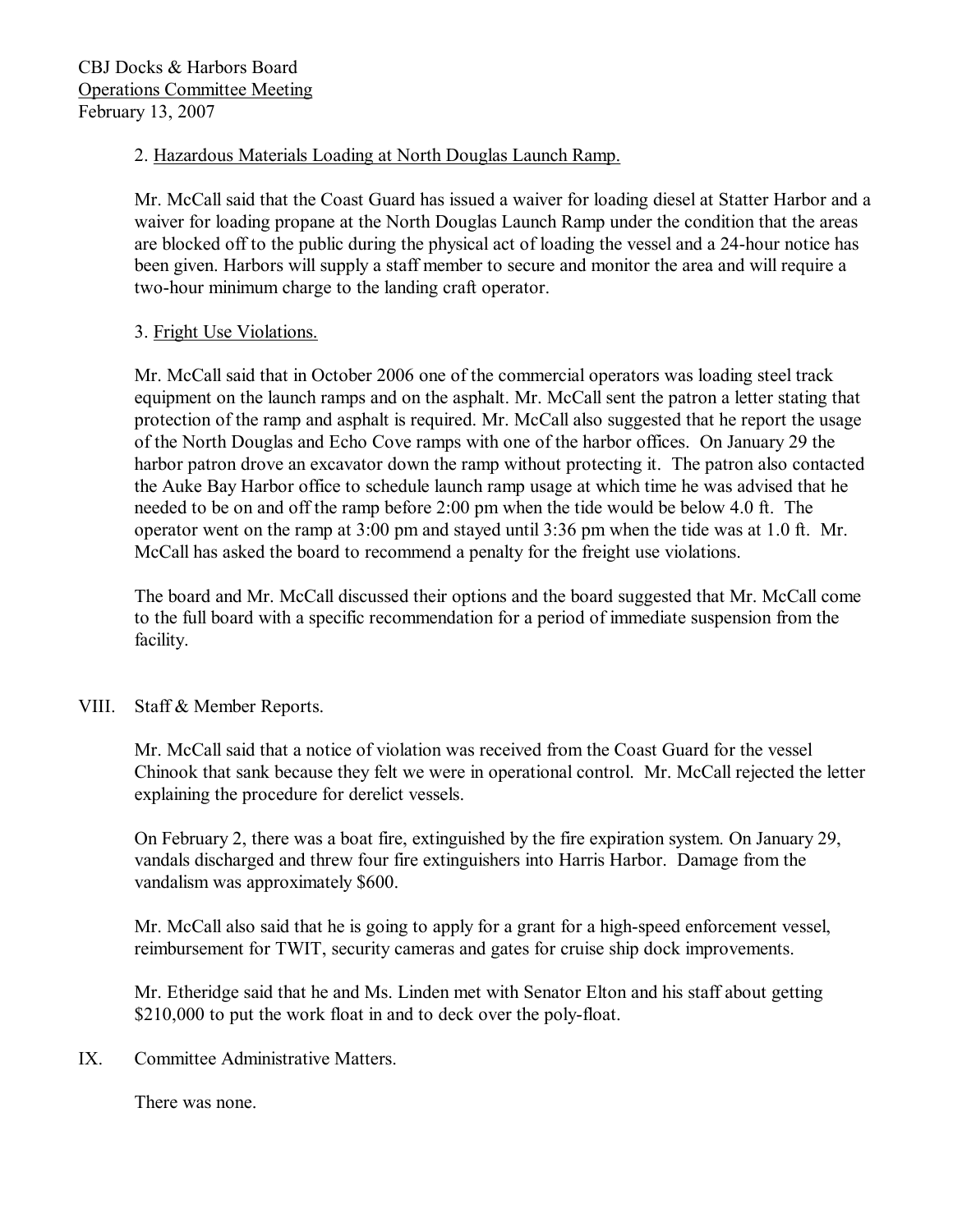2. Hazardous Materials Loading at North Douglas Launch Ramp.

Mr. McCall said that the Coast Guard has issued a waiver for loading diesel at Statter Harbor and a waiver for loading propane at the North Douglas Launch Ramp under the condition that the areas are blocked off to the public during the physical act of loading the vessel and a 24-hour notice has been given. Harbors will supply a staff member to secure and monitor the area and will require a two-hour minimum charge to the landing craft operator.

3. Fright Use Violations.

Mr. McCall said that in October 2006 one of the commercial operators was loading steel track equipment on the launch ramps and on the asphalt. Mr. McCall sent the patron a letter stating that protection of the ramp and asphalt is required. Mr. McCall also suggested that he report the usage of the North Douglas and Echo Cove ramps with one of the harbor offices. On January 29 the harbor patron drove an excavator down the ramp without protecting it. The patron also contacted the Auke Bay Harbor office to schedule launch ramp usage at which time he was advised that he needed to be on and off the ramp before 2:00 pm when the tide would be below 4.0 ft. The operator went on the ramp at 3:00 pm and stayed until 3:36 pm when the tide was at 1.0 ft. Mr. McCall has asked the board to recommend a penalty for the freight use violations.

The board and Mr. McCall discussed their options and the board suggested that Mr. McCall come to the full board with a specific recommendation for a period of immediate suspension from the facility.

VIII. Staff & Member Reports.

Mr. McCall said that a notice of violation was received from the Coast Guard for the vessel Chinook that sank because they felt we were in operational control. Mr. McCall rejected the letter explaining the procedure for derelict vessels.

On February 2, there was a boat fire, extinguished by the fire expiration system. On January 29, vandals discharged and threw four fire extinguishers into Harris Harbor. Damage from the vandalism was approximately $600.

Mr. McCall also said that he is going to apply for a grant for a high-speed enforcement vessel, reimbursement for TWIT, security cameras and gates for cruise ship dock improvements.

Mr. Etheridge said that he and Ms. Linden met with Senator Elton and his staff about getting $210,000 to put the work float in and to deck over the poly-float.

IX. Committee Administrative Matters.

There was none.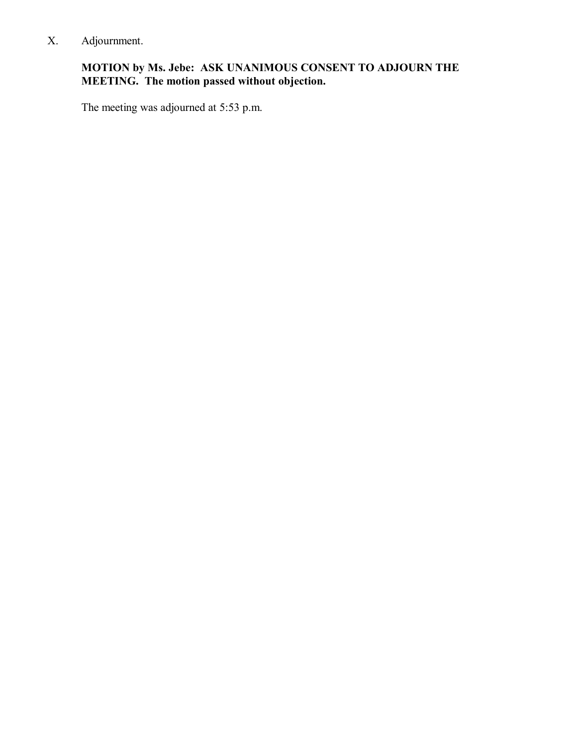X. Adjournment.

**MOTION by Ms. Jebe: ASK UNANIMOUS CONSENT TO ADJOURN THE MEETING. The motion passed without objection.**

The meeting was adjourned at 5:53 p.m.